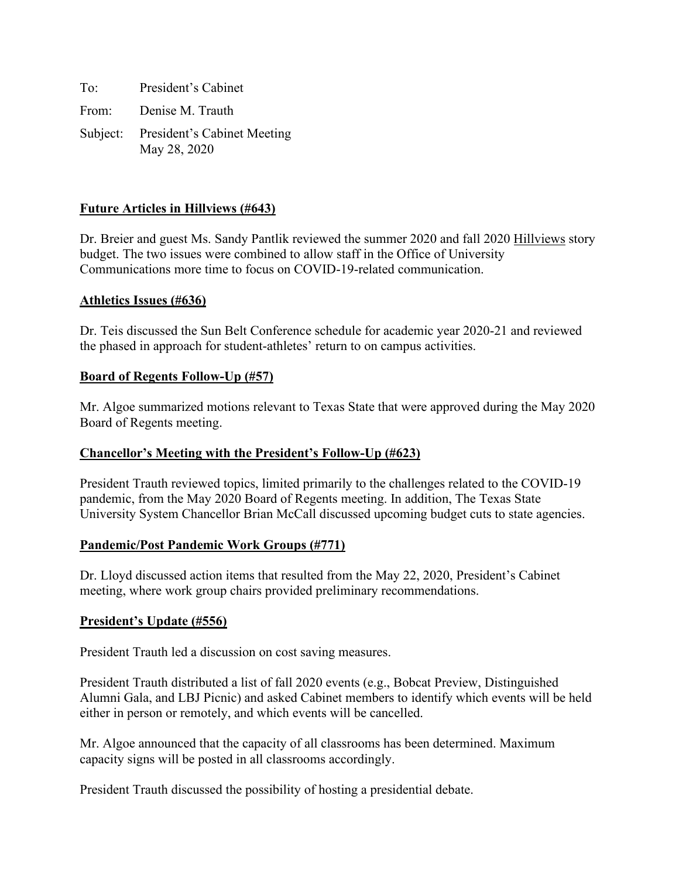To: President's Cabinet

From: Denise M. Trauth

Subject: President's Cabinet Meeting
May 28, 2020

**Future Articles in Hillviews (#643)**

Dr. Breier and guest Ms. Sandy Pantlik reviewed the summer 2020 and fall 2020 Hillviews story budget. The two issues were combined to allow staff in the Office of University Communications more time to focus on COVID-19-related communication.

**Athletics Issues (#636)**

Dr. Teis discussed the Sun Belt Conference schedule for academic year 2020-21 and reviewed the phased in approach for student-athletes' return to on campus activities.

**Board of Regents Follow-Up (#57)**

Mr. Algoe summarized motions relevant to Texas State that were approved during the May 2020 Board of Regents meeting.

**Chancellor's Meeting with the President's Follow-Up (#623)**

President Trauth reviewed topics, limited primarily to the challenges related to the COVID-19 pandemic, from the May 2020 Board of Regents meeting. In addition, The Texas State University System Chancellor Brian McCall discussed upcoming budget cuts to state agencies.

**Pandemic/Post Pandemic Work Groups (#771)**

Dr. Lloyd discussed action items that resulted from the May 22, 2020, President's Cabinet meeting, where work group chairs provided preliminary recommendations.

**President's Update (#556)**

President Trauth led a discussion on cost saving measures.

President Trauth distributed a list of fall 2020 events (e.g., Bobcat Preview, Distinguished Alumni Gala, and LBJ Picnic) and asked Cabinet members to identify which events will be held either in person or remotely, and which events will be cancelled.

Mr. Algoe announced that the capacity of all classrooms has been determined. Maximum capacity signs will be posted in all classrooms accordingly.

President Trauth discussed the possibility of hosting a presidential debate.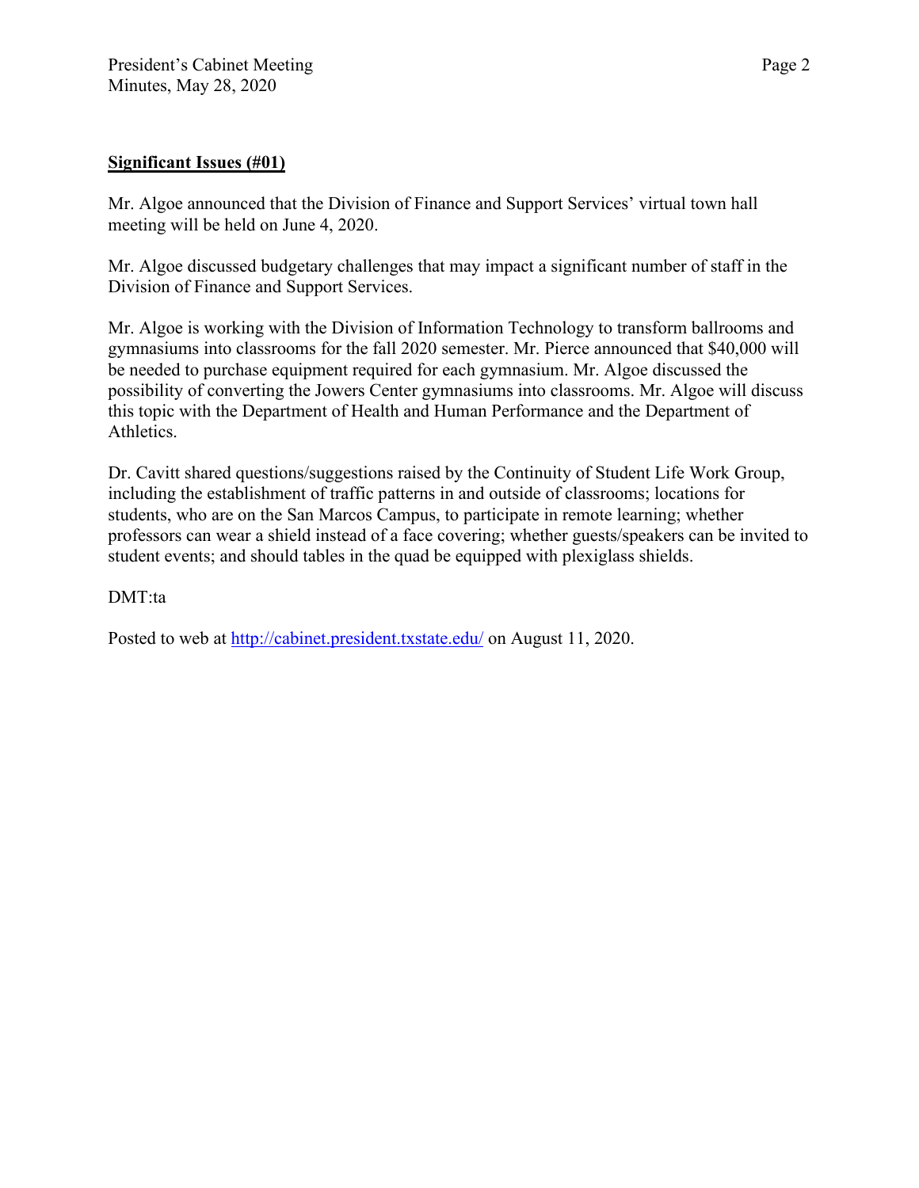**Significant Issues (#01)**

Mr. Algoe announced that the Division of Finance and Support Services' virtual town hall meeting will be held on June 4, 2020.

Mr. Algoe discussed budgetary challenges that may impact a significant number of staff in the Division of Finance and Support Services.

Mr. Algoe is working with the Division of Information Technology to transform ballrooms and gymnasiums into classrooms for the fall 2020 semester. Mr. Pierce announced that $40,000 will be needed to purchase equipment required for each gymnasium. Mr. Algoe discussed the possibility of converting the Jowers Center gymnasiums into classrooms. Mr. Algoe will discuss this topic with the Department of Health and Human Performance and the Department of Athletics.

Dr. Cavitt shared questions/suggestions raised by the Continuity of Student Life Work Group, including the establishment of traffic patterns in and outside of classrooms; locations for students, who are on the San Marcos Campus, to participate in remote learning; whether professors can wear a shield instead of a face covering; whether guests/speakers can be invited to student events; and should tables in the quad be equipped with plexiglass shields.

DMT:ta

Posted to web at [http://cabinet.president.txstate.edu/](http://cabinet.president.txstate.edu/) on August 11, 2020.